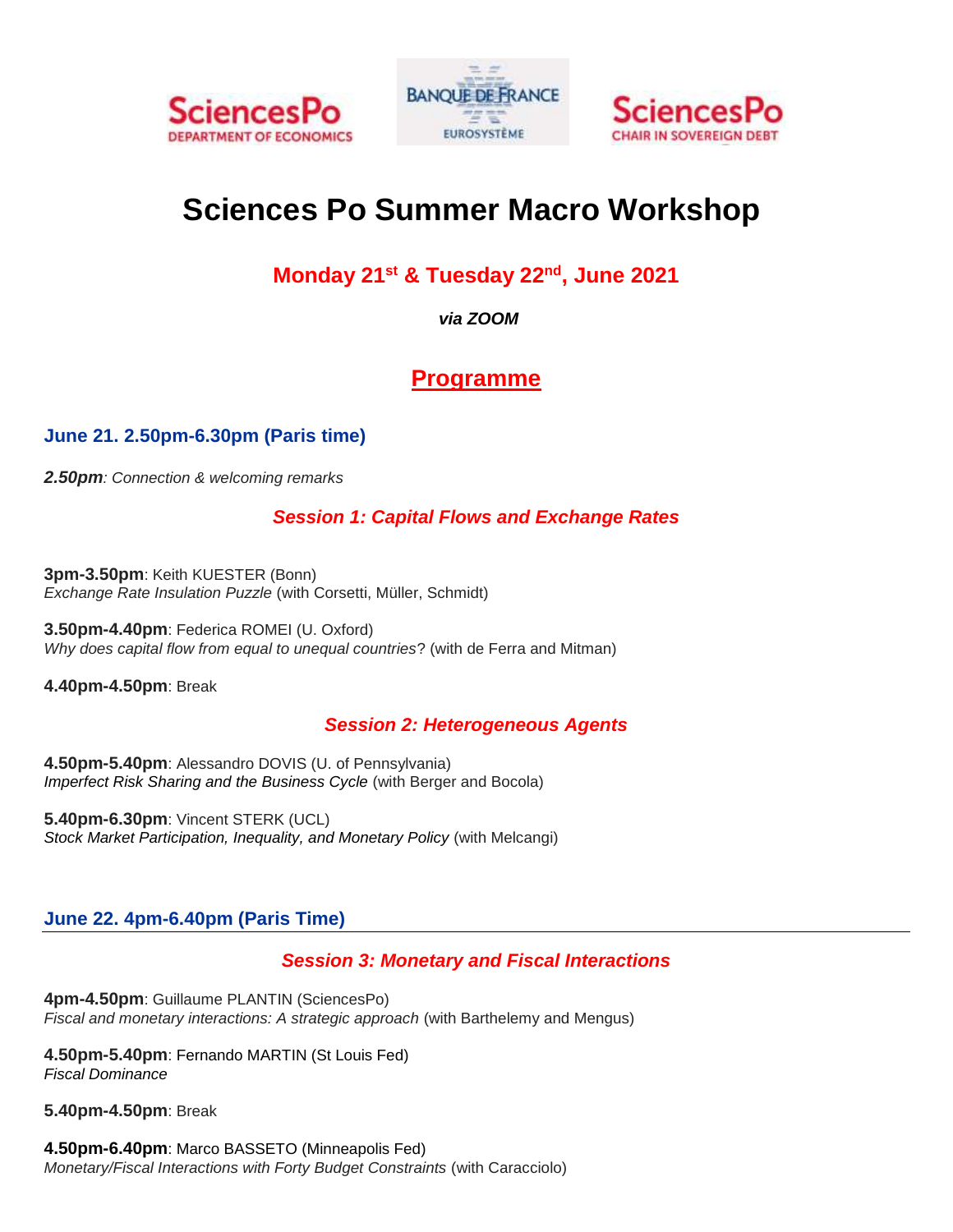SciencesPo DEPARTMENT OF ECONOMICS — BANQUE DE FRANCE EUROSYSTÈME — SciencesPo CHAIR IN SOVEREIGN DEBT

# Sciences Po Summer Macro Workshop

## Monday 21st & Tuesday 22nd, June 2021

***via ZOOM***

## Programme

### June 21. 2.50pm-6.30pm (Paris time)

***2.50pm**: Connection & welcoming remarks*

#### *Session 1: Capital Flows and Exchange Rates*

**3pm-3.50pm**: Keith KUESTER (Bonn)
*Exchange Rate Insulation Puzzle* (with Corsetti, Müller, Schmidt)

**3.50pm-4.40pm**: Federica ROMEI (U. Oxford)
*Why does capital flow from equal to unequal countries*? (with de Ferra and Mitman)

**4.40pm-4.50pm**: Break

#### *Session 2: Heterogeneous Agents*

**4.50pm-5.40pm**: Alessandro DOVIS (U. of Pennsylvania)
*Imperfect Risk Sharing and the Business Cycle* (with Berger and Bocola)

**5.40pm-6.30pm**: Vincent STERK (UCL)
*Stock Market Participation, Inequality, and Monetary Policy* (with Melcangi)

### June 22. 4pm-6.40pm (Paris Time)

#### *Session 3: Monetary and Fiscal Interactions*

**4pm-4.50pm**: Guillaume PLANTIN (SciencesPo)
*Fiscal and monetary interactions: A strategic approach* (with Barthelemy and Mengus)

**4.50pm-5.40pm**: Fernando MARTIN (St Louis Fed)
*Fiscal Dominance*

**5.40pm-4.50pm**: Break

**4.50pm-6.40pm**: Marco BASSETO (Minneapolis Fed)
*Monetary/Fiscal Interactions with Forty Budget Constraints* (with Caracciolo)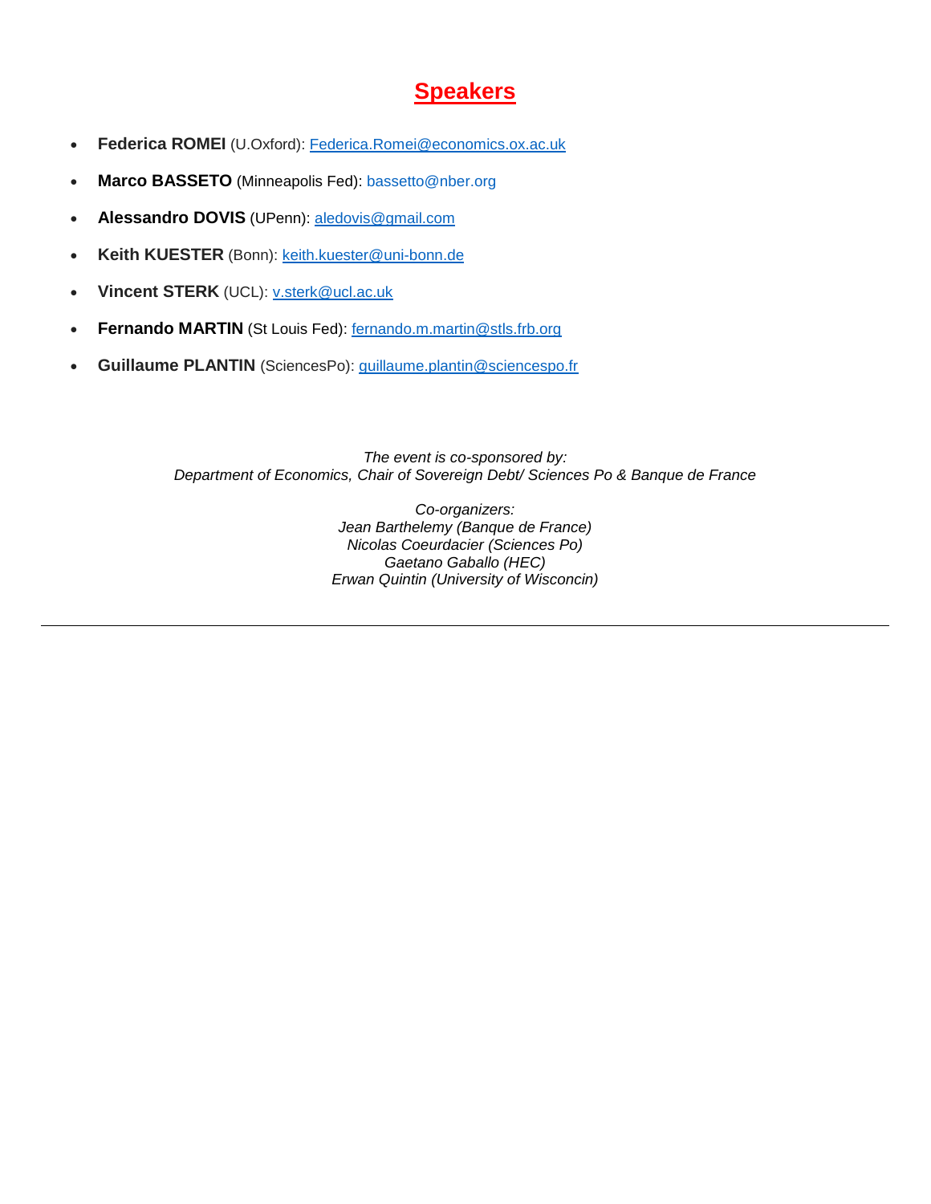## Speakers

- **Federica ROMEI** (U.Oxford): Federica.Romei@economics.ox.ac.uk
- **Marco BASSETO** (Minneapolis Fed): bassetto@nber.org
- **Alessandro DOVIS** (UPenn): aledovis@gmail.com
- **Keith KUESTER** (Bonn): keith.kuester@uni-bonn.de
- **Vincent STERK** (UCL): v.sterk@ucl.ac.uk
- **Fernando MARTIN** (St Louis Fed): fernando.m.martin@stls.frb.org
- **Guillaume PLANTIN** (SciencesPo): guillaume.plantin@sciencespo.fr

*The event is co-sponsored by:*
*Department of Economics, Chair of Sovereign Debt/ Sciences Po & Banque de France*

*Co-organizers:*
*Jean Barthelemy (Banque de France)*
*Nicolas Coeurdacier (Sciences Po)*
*Gaetano Gaballo (HEC)*
*Erwan Quintin (University of Wisconcin)*